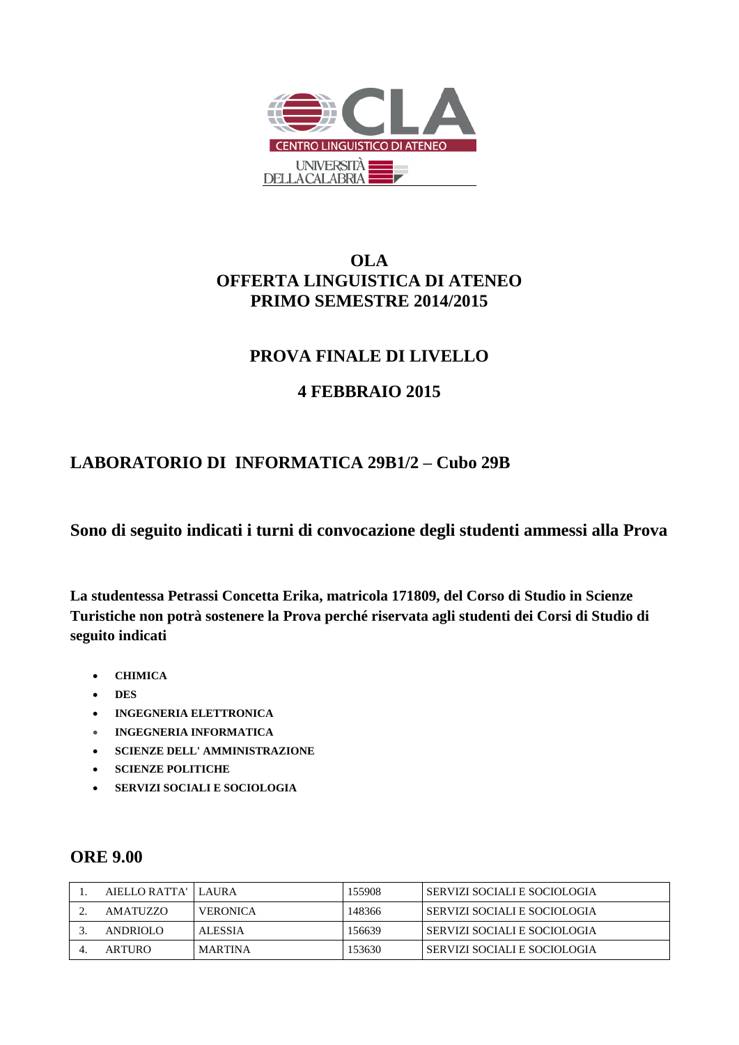CLA
CENTRO LINGUISTICO DI ATENEO
UNIVERSITÀ DELLA CALABRIA

# OLA
# OFFERTA LINGUISTICA DI ATENEO
# PRIMO SEMESTRE 2014/2015

## PROVA FINALE DI LIVELLO

## 4 FEBBRAIO 2015

## LABORATORIO DI INFORMATICA 29B1/2 – Cubo 29B

### Sono di seguito indicati i turni di convocazione degli studenti ammessi alla Prova

**La studentessa Petrassi Concetta Erika, matricola 171809, del Corso di Studio in Scienze Turistiche non potrà sostenere la Prova perché riservata agli studenti dei Corsi di Studio di seguito indicati**

- **CHIMICA**
- **DES**
- **INGEGNERIA ELETTRONICA**
- **INGEGNERIA INFORMATICA**
- **SCIENZE DELL' AMMINISTRAZIONE**
- **SCIENZE POLITICHE**
- **SERVIZI SOCIALI E SOCIOLOGIA**

## ORE 9.00

| | | | | |
|---|---|---|---|---|
| 1. | AIELLO RATTA' | LAURA | 155908 | SERVIZI SOCIALI E SOCIOLOGIA |
| 2. | AMATUZZO | VERONICA | 148366 | SERVIZI SOCIALI E SOCIOLOGIA |
| 3. | ANDRIOLO | ALESSIA | 156639 | SERVIZI SOCIALI E SOCIOLOGIA |
| 4. | ARTURO | MARTINA | 153630 | SERVIZI SOCIALI E SOCIOLOGIA |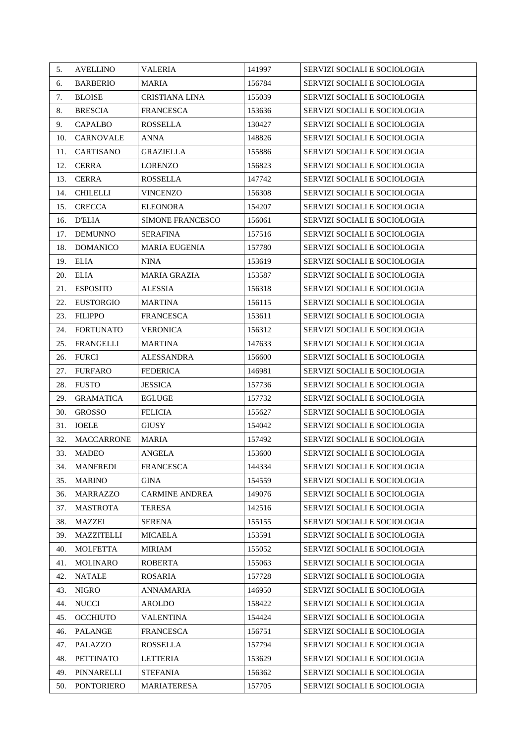| | | | | |
|---|---|---|---|---|
| 5. | AVELLINO | VALERIA | 141997 | SERVIZI SOCIALI E SOCIOLOGIA |
| 6. | BARBERIO | MARIA | 156784 | SERVIZI SOCIALI E SOCIOLOGIA |
| 7. | BLOISE | CRISTIANA LINA | 155039 | SERVIZI SOCIALI E SOCIOLOGIA |
| 8. | BRESCIA | FRANCESCA | 153636 | SERVIZI SOCIALI E SOCIOLOGIA |
| 9. | CAPALBO | ROSSELLA | 130427 | SERVIZI SOCIALI E SOCIOLOGIA |
| 10. | CARNOVALE | ANNA | 148826 | SERVIZI SOCIALI E SOCIOLOGIA |
| 11. | CARTISANO | GRAZIELLA | 155886 | SERVIZI SOCIALI E SOCIOLOGIA |
| 12. | CERRA | LORENZO | 156823 | SERVIZI SOCIALI E SOCIOLOGIA |
| 13. | CERRA | ROSSELLA | 147742 | SERVIZI SOCIALI E SOCIOLOGIA |
| 14. | CHILELLI | VINCENZO | 156308 | SERVIZI SOCIALI E SOCIOLOGIA |
| 15. | CRECCA | ELEONORA | 154207 | SERVIZI SOCIALI E SOCIOLOGIA |
| 16. | D'ELIA | SIMONE FRANCESCO | 156061 | SERVIZI SOCIALI E SOCIOLOGIA |
| 17. | DEMUNNO | SERAFINA | 157516 | SERVIZI SOCIALI E SOCIOLOGIA |
| 18. | DOMANICO | MARIA EUGENIA | 157780 | SERVIZI SOCIALI E SOCIOLOGIA |
| 19. | ELIA | NINA | 153619 | SERVIZI SOCIALI E SOCIOLOGIA |
| 20. | ELIA | MARIA GRAZIA | 153587 | SERVIZI SOCIALI E SOCIOLOGIA |
| 21. | ESPOSITO | ALESSIA | 156318 | SERVIZI SOCIALI E SOCIOLOGIA |
| 22. | EUSTORGIO | MARTINA | 156115 | SERVIZI SOCIALI E SOCIOLOGIA |
| 23. | FILIPPO | FRANCESCA | 153611 | SERVIZI SOCIALI E SOCIOLOGIA |
| 24. | FORTUNATO | VERONICA | 156312 | SERVIZI SOCIALI E SOCIOLOGIA |
| 25. | FRANGELLI | MARTINA | 147633 | SERVIZI SOCIALI E SOCIOLOGIA |
| 26. | FURCI | ALESSANDRA | 156600 | SERVIZI SOCIALI E SOCIOLOGIA |
| 27. | FURFARO | FEDERICA | 146981 | SERVIZI SOCIALI E SOCIOLOGIA |
| 28. | FUSTO | JESSICA | 157736 | SERVIZI SOCIALI E SOCIOLOGIA |
| 29. | GRAMATICA | EGLUGE | 157732 | SERVIZI SOCIALI E SOCIOLOGIA |
| 30. | GROSSO | FELICIA | 155627 | SERVIZI SOCIALI E SOCIOLOGIA |
| 31. | IOELE | GIUSY | 154042 | SERVIZI SOCIALI E SOCIOLOGIA |
| 32. | MACCARRONE | MARIA | 157492 | SERVIZI SOCIALI E SOCIOLOGIA |
| 33. | MADEO | ANGELA | 153600 | SERVIZI SOCIALI E SOCIOLOGIA |
| 34. | MANFREDI | FRANCESCA | 144334 | SERVIZI SOCIALI E SOCIOLOGIA |
| 35. | MARINO | GINA | 154559 | SERVIZI SOCIALI E SOCIOLOGIA |
| 36. | MARRAZZO | CARMINE ANDREA | 149076 | SERVIZI SOCIALI E SOCIOLOGIA |
| 37. | MASTROTA | TERESA | 142516 | SERVIZI SOCIALI E SOCIOLOGIA |
| 38. | MAZZEI | SERENA | 155155 | SERVIZI SOCIALI E SOCIOLOGIA |
| 39. | MAZZITELLI | MICAELA | 153591 | SERVIZI SOCIALI E SOCIOLOGIA |
| 40. | MOLFETTA | MIRIAM | 155052 | SERVIZI SOCIALI E SOCIOLOGIA |
| 41. | MOLINARO | ROBERTA | 155063 | SERVIZI SOCIALI E SOCIOLOGIA |
| 42. | NATALE | ROSARIA | 157728 | SERVIZI SOCIALI E SOCIOLOGIA |
| 43. | NIGRO | ANNAMARIA | 146950 | SERVIZI SOCIALI E SOCIOLOGIA |
| 44. | NUCCI | AROLDO | 158422 | SERVIZI SOCIALI E SOCIOLOGIA |
| 45. | OCCHIUTO | VALENTINA | 154424 | SERVIZI SOCIALI E SOCIOLOGIA |
| 46. | PALANGE | FRANCESCA | 156751 | SERVIZI SOCIALI E SOCIOLOGIA |
| 47. | PALAZZO | ROSSELLA | 157794 | SERVIZI SOCIALI E SOCIOLOGIA |
| 48. | PETTINATO | LETTERIA | 153629 | SERVIZI SOCIALI E SOCIOLOGIA |
| 49. | PINNARELLI | STEFANIA | 156362 | SERVIZI SOCIALI E SOCIOLOGIA |
| 50. | PONTORIERO | MARIATERESA | 157705 | SERVIZI SOCIALI E SOCIOLOGIA |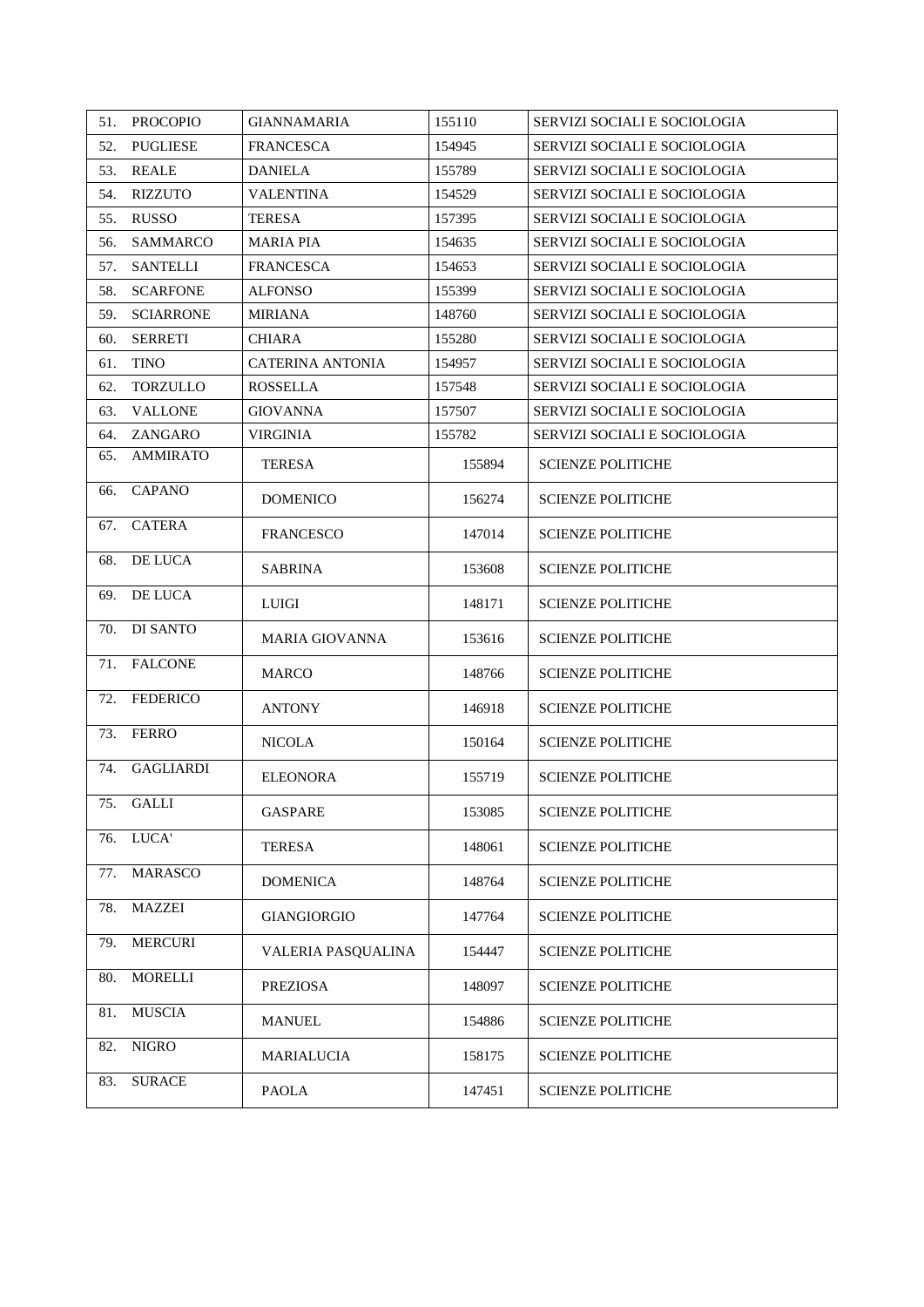| | | | |
|---|---|---|---|
| 51. PROCOPIO | GIANNAMARIA | 155110 | SERVIZI SOCIALI E SOCIOLOGIA |
| 52. PUGLIESE | FRANCESCA | 154945 | SERVIZI SOCIALI E SOCIOLOGIA |
| 53. REALE | DANIELA | 155789 | SERVIZI SOCIALI E SOCIOLOGIA |
| 54. RIZZUTO | VALENTINA | 154529 | SERVIZI SOCIALI E SOCIOLOGIA |
| 55. RUSSO | TERESA | 157395 | SERVIZI SOCIALI E SOCIOLOGIA |
| 56. SAMMARCO | MARIA PIA | 154635 | SERVIZI SOCIALI E SOCIOLOGIA |
| 57. SANTELLI | FRANCESCA | 154653 | SERVIZI SOCIALI E SOCIOLOGIA |
| 58. SCARFONE | ALFONSO | 155399 | SERVIZI SOCIALI E SOCIOLOGIA |
| 59. SCIARRONE | MIRIANA | 148760 | SERVIZI SOCIALI E SOCIOLOGIA |
| 60. SERRETI | CHIARA | 155280 | SERVIZI SOCIALI E SOCIOLOGIA |
| 61. TINO | CATERINA ANTONIA | 154957 | SERVIZI SOCIALI E SOCIOLOGIA |
| 62. TORZULLO | ROSSELLA | 157548 | SERVIZI SOCIALI E SOCIOLOGIA |
| 63. VALLONE | GIOVANNA | 157507 | SERVIZI SOCIALI E SOCIOLOGIA |
| 64. ZANGARO | VIRGINIA | 155782 | SERVIZI SOCIALI E SOCIOLOGIA |
| 65. AMMIRATO | TERESA | 155894 | SCIENZE POLITICHE |
| 66. CAPANO | DOMENICO | 156274 | SCIENZE POLITICHE |
| 67. CATERA | FRANCESCO | 147014 | SCIENZE POLITICHE |
| 68. DE LUCA | SABRINA | 153608 | SCIENZE POLITICHE |
| 69. DE LUCA | LUIGI | 148171 | SCIENZE POLITICHE |
| 70. DI SANTO | MARIA GIOVANNA | 153616 | SCIENZE POLITICHE |
| 71. FALCONE | MARCO | 148766 | SCIENZE POLITICHE |
| 72. FEDERICO | ANTONY | 146918 | SCIENZE POLITICHE |
| 73. FERRO | NICOLA | 150164 | SCIENZE POLITICHE |
| 74. GAGLIARDI | ELEONORA | 155719 | SCIENZE POLITICHE |
| 75. GALLI | GASPARE | 153085 | SCIENZE POLITICHE |
| 76. LUCA' | TERESA | 148061 | SCIENZE POLITICHE |
| 77. MARASCO | DOMENICA | 148764 | SCIENZE POLITICHE |
| 78. MAZZEI | GIANGIORGIO | 147764 | SCIENZE POLITICHE |
| 79. MERCURI | VALERIA PASQUALINA | 154447 | SCIENZE POLITICHE |
| 80. MORELLI | PREZIOSA | 148097 | SCIENZE POLITICHE |
| 81. MUSCIA | MANUEL | 154886 | SCIENZE POLITICHE |
| 82. NIGRO | MARIALUCIA | 158175 | SCIENZE POLITICHE |
| 83. SURACE | PAOLA | 147451 | SCIENZE POLITICHE |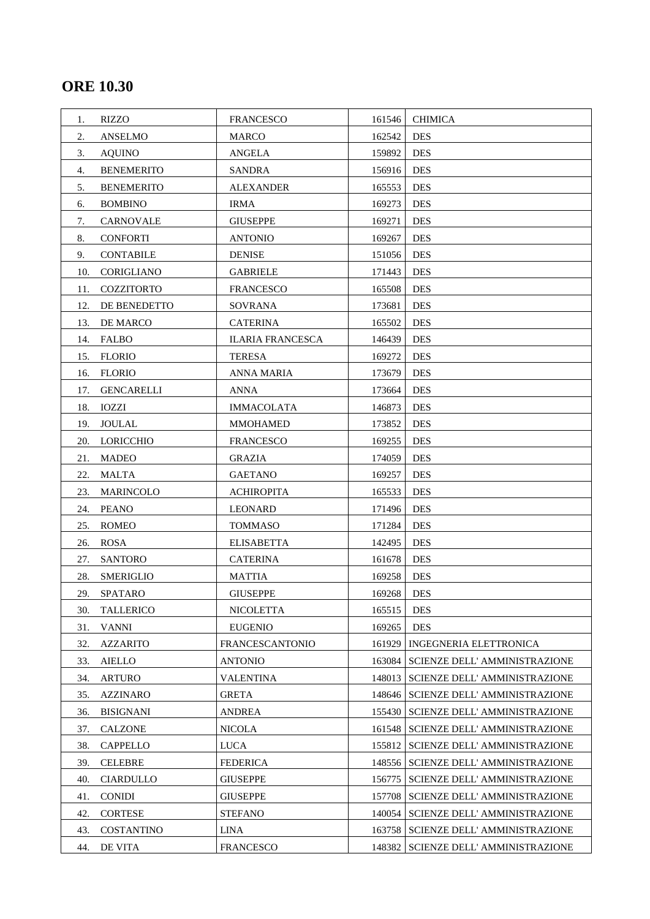## ORE 10.30

| | | | | |
|---|---|---|---|---|
| 1. | RIZZO | FRANCESCO | 161546 | CHIMICA |
| 2. | ANSELMO | MARCO | 162542 | DES |
| 3. | AQUINO | ANGELA | 159892 | DES |
| 4. | BENEMERITO | SANDRA | 156916 | DES |
| 5. | BENEMERITO | ALEXANDER | 165553 | DES |
| 6. | BOMBINO | IRMA | 169273 | DES |
| 7. | CARNOVALE | GIUSEPPE | 169271 | DES |
| 8. | CONFORTI | ANTONIO | 169267 | DES |
| 9. | CONTABILE | DENISE | 151056 | DES |
| 10. | CORIGLIANO | GABRIELE | 171443 | DES |
| 11. | COZZITORTO | FRANCESCO | 165508 | DES |
| 12. | DE BENEDETTO | SOVRANA | 173681 | DES |
| 13. | DE MARCO | CATERINA | 165502 | DES |
| 14. | FALBO | ILARIA FRANCESCA | 146439 | DES |
| 15. | FLORIO | TERESA | 169272 | DES |
| 16. | FLORIO | ANNA MARIA | 173679 | DES |
| 17. | GENCARELLI | ANNA | 173664 | DES |
| 18. | IOZZI | IMMACOLATA | 146873 | DES |
| 19. | JOULAL | MMOHAMED | 173852 | DES |
| 20. | LORICCHIO | FRANCESCO | 169255 | DES |
| 21. | MADEO | GRAZIA | 174059 | DES |
| 22. | MALTA | GAETANO | 169257 | DES |
| 23. | MARINCOLO | ACHIROPITA | 165533 | DES |
| 24. | PEANO | LEONARD | 171496 | DES |
| 25. | ROMEO | TOMMASO | 171284 | DES |
| 26. | ROSA | ELISABETTA | 142495 | DES |
| 27. | SANTORO | CATERINA | 161678 | DES |
| 28. | SMERIGLIO | MATTIA | 169258 | DES |
| 29. | SPATARO | GIUSEPPE | 169268 | DES |
| 30. | TALLERICO | NICOLETTA | 165515 | DES |
| 31. | VANNI | EUGENIO | 169265 | DES |
| 32. | AZZARITO | FRANCESCANTONIO | 161929 | INGEGNERIA ELETTRONICA |
| 33. | AIELLO | ANTONIO | 163084 | SCIENZE DELL' AMMINISTRAZIONE |
| 34. | ARTURO | VALENTINA | 148013 | SCIENZE DELL' AMMINISTRAZIONE |
| 35. | AZZINARO | GRETA | 148646 | SCIENZE DELL' AMMINISTRAZIONE |
| 36. | BISIGNANI | ANDREA | 155430 | SCIENZE DELL' AMMINISTRAZIONE |
| 37. | CALZONE | NICOLA | 161548 | SCIENZE DELL' AMMINISTRAZIONE |
| 38. | CAPPELLO | LUCA | 155812 | SCIENZE DELL' AMMINISTRAZIONE |
| 39. | CELEBRE | FEDERICA | 148556 | SCIENZE DELL' AMMINISTRAZIONE |
| 40. | CIARDULLO | GIUSEPPE | 156775 | SCIENZE DELL' AMMINISTRAZIONE |
| 41. | CONIDI | GIUSEPPE | 157708 | SCIENZE DELL' AMMINISTRAZIONE |
| 42. | CORTESE | STEFANO | 140054 | SCIENZE DELL' AMMINISTRAZIONE |
| 43. | COSTANTINO | LINA | 163758 | SCIENZE DELL' AMMINISTRAZIONE |
| 44. | DE VITA | FRANCESCO | 148382 | SCIENZE DELL' AMMINISTRAZIONE |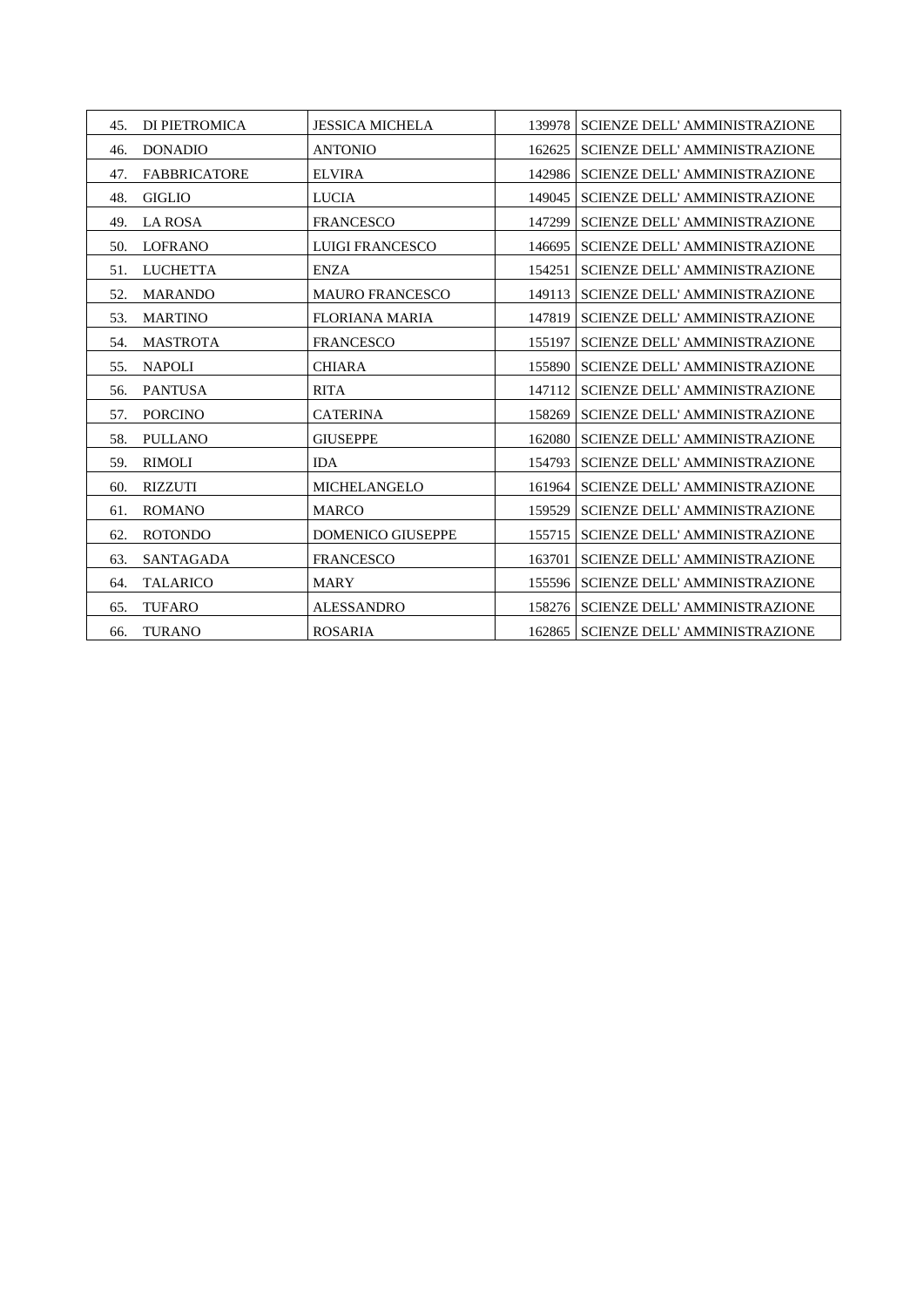| | | | | |
|---|---|---|---|---|
| 45. | DI PIETROMICA | JESSICA MICHELA | 139978 | SCIENZE DELL' AMMINISTRAZIONE |
| 46. | DONADIO | ANTONIO | 162625 | SCIENZE DELL' AMMINISTRAZIONE |
| 47. | FABBRICATORE | ELVIRA | 142986 | SCIENZE DELL' AMMINISTRAZIONE |
| 48. | GIGLIO | LUCIA | 149045 | SCIENZE DELL' AMMINISTRAZIONE |
| 49. | LA ROSA | FRANCESCO | 147299 | SCIENZE DELL' AMMINISTRAZIONE |
| 50. | LOFRANO | LUIGI FRANCESCO | 146695 | SCIENZE DELL' AMMINISTRAZIONE |
| 51. | LUCHETTA | ENZA | 154251 | SCIENZE DELL' AMMINISTRAZIONE |
| 52. | MARANDO | MAURO FRANCESCO | 149113 | SCIENZE DELL' AMMINISTRAZIONE |
| 53. | MARTINO | FLORIANA MARIA | 147819 | SCIENZE DELL' AMMINISTRAZIONE |
| 54. | MASTROTA | FRANCESCO | 155197 | SCIENZE DELL' AMMINISTRAZIONE |
| 55. | NAPOLI | CHIARA | 155890 | SCIENZE DELL' AMMINISTRAZIONE |
| 56. | PANTUSA | RITA | 147112 | SCIENZE DELL' AMMINISTRAZIONE |
| 57. | PORCINO | CATERINA | 158269 | SCIENZE DELL' AMMINISTRAZIONE |
| 58. | PULLANO | GIUSEPPE | 162080 | SCIENZE DELL' AMMINISTRAZIONE |
| 59. | RIMOLI | IDA | 154793 | SCIENZE DELL' AMMINISTRAZIONE |
| 60. | RIZZUTI | MICHELANGELO | 161964 | SCIENZE DELL' AMMINISTRAZIONE |
| 61. | ROMANO | MARCO | 159529 | SCIENZE DELL' AMMINISTRAZIONE |
| 62. | ROTONDO | DOMENICO GIUSEPPE | 155715 | SCIENZE DELL' AMMINISTRAZIONE |
| 63. | SANTAGADA | FRANCESCO | 163701 | SCIENZE DELL' AMMINISTRAZIONE |
| 64. | TALARICO | MARY | 155596 | SCIENZE DELL' AMMINISTRAZIONE |
| 65. | TUFARO | ALESSANDRO | 158276 | SCIENZE DELL' AMMINISTRAZIONE |
| 66. | TURANO | ROSARIA | 162865 | SCIENZE DELL' AMMINISTRAZIONE |